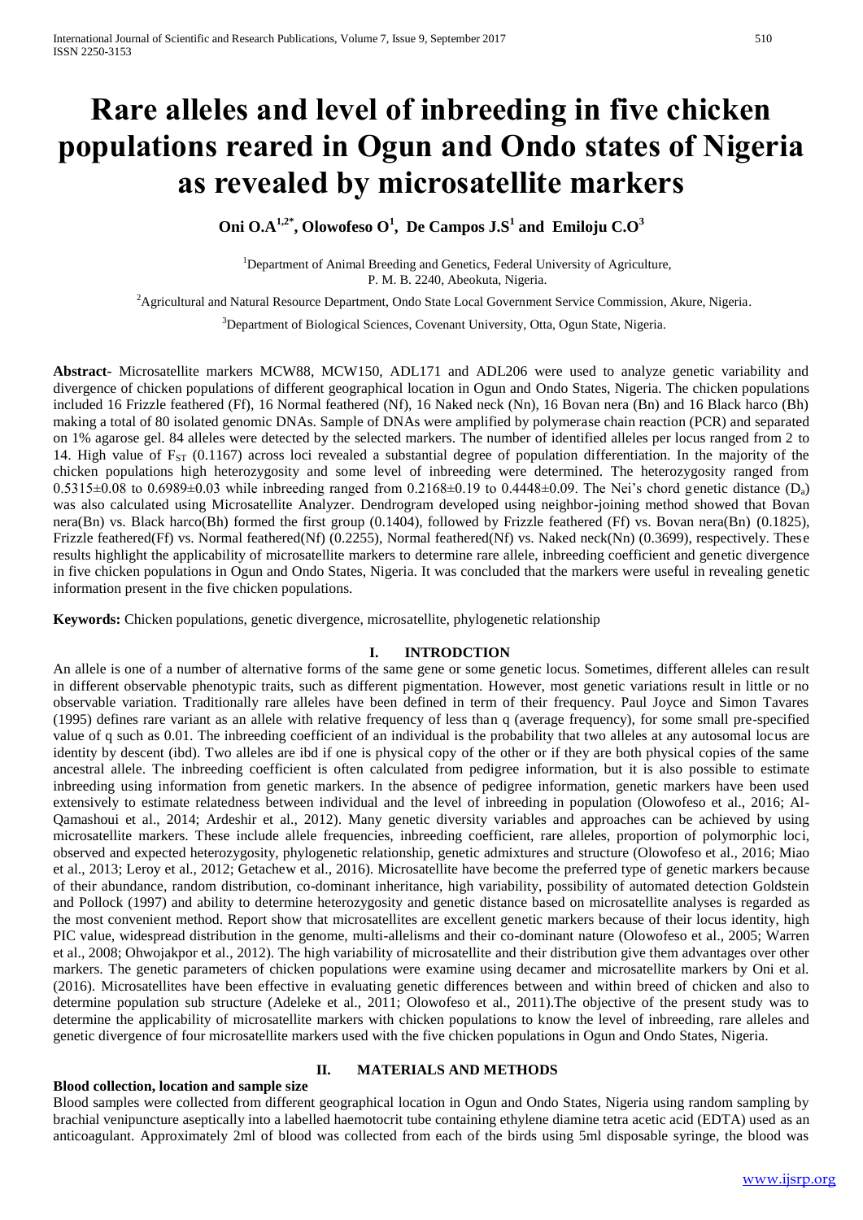# Rare alleles and level of inbreeding in five chicken populations reared in Ogun and Ondo states of Nigeria as revealed by microsatellite markers

**Oni O.A[1,2*], Olowofeso O[1], De Campos J.S[1] and Emiloju C.O[3]**

[1]Department of Animal Breeding and Genetics, Federal University of Agriculture, P. M. B. 2240, Abeokuta, Nigeria.

[2]Agricultural and Natural Resource Department, Ondo State Local Government Service Commission, Akure, Nigeria.

[3]Department of Biological Sciences, Covenant University, Otta, Ogun State, Nigeria.

**Abstract-** Microsatellite markers MCW88, MCW150, ADL171 and ADL206 were used to analyze genetic variability and divergence of chicken populations of different geographical location in Ogun and Ondo States, Nigeria. The chicken populations included 16 Frizzle feathered (Ff), 16 Normal feathered (Nf), 16 Naked neck (Nn), 16 Bovan nera (Bn) and 16 Black harco (Bh) making a total of 80 isolated genomic DNAs. Sample of DNAs were amplified by polymerase chain reaction (PCR) and separated on 1% agarose gel. 84 alleles were detected by the selected markers. The number of identified alleles per locus ranged from 2 to 14. High value of $F_{ST}$ (0.1167) across loci revealed a substantial degree of population differentiation. In the majority of the chicken populations high heterozygosity and some level of inbreeding were determined. The heterozygosity ranged from 0.5315±0.08 to 0.6989±0.03 while inbreeding ranged from 0.2168±0.19 to 0.4448±0.09. The Nei's chord genetic distance ($D_a$) was also calculated using Microsatellite Analyzer. Dendrogram developed using neighbor-joining method showed that Bovan nera(Bn) vs. Black harco(Bh) formed the first group (0.1404), followed by Frizzle feathered (Ff) vs. Bovan nera(Bn) (0.1825), Frizzle feathered(Ff) vs. Normal feathered(Nf) (0.2255), Normal feathered(Nf) vs. Naked neck(Nn) (0.3699), respectively. These results highlight the applicability of microsatellite markers to determine rare allele, inbreeding coefficient and genetic divergence in five chicken populations in Ogun and Ondo States, Nigeria. It was concluded that the markers were useful in revealing genetic information present in the five chicken populations.

**Keywords:** Chicken populations, genetic divergence, microsatellite, phylogenetic relationship

## I. INTRODCTION

An allele is one of a number of alternative forms of the same gene or some genetic locus. Sometimes, different alleles can result in different observable phenotypic traits, such as different pigmentation. However, most genetic variations result in little or no observable variation. Traditionally rare alleles have been defined in term of their frequency. Paul Joyce and Simon Tavares (1995) defines rare variant as an allele with relative frequency of less than q (average frequency), for some small pre-specified value of q such as 0.01. The inbreeding coefficient of an individual is the probability that two alleles at any autosomal locus are identity by descent (ibd). Two alleles are ibd if one is physical copy of the other or if they are both physical copies of the same ancestral allele. The inbreeding coefficient is often calculated from pedigree information, but it is also possible to estimate inbreeding using information from genetic markers. In the absence of pedigree information, genetic markers have been used extensively to estimate relatedness between individual and the level of inbreeding in population (Olowofeso et al., 2016; Al-Qamashoui et al., 2014; Ardeshir et al., 2012). Many genetic diversity variables and approaches can be achieved by using microsatellite markers. These include allele frequencies, inbreeding coefficient, rare alleles, proportion of polymorphic loci, observed and expected heterozygosity, phylogenetic relationship, genetic admixtures and structure (Olowofeso et al., 2016; Miao et al., 2013; Leroy et al., 2012; Getachew et al., 2016). Microsatellite have become the preferred type of genetic markers because of their abundance, random distribution, co-dominant inheritance, high variability, possibility of automated detection Goldstein and Pollock (1997) and ability to determine heterozygosity and genetic distance based on microsatellite analyses is regarded as the most convenient method. Report show that microsatellites are excellent genetic markers because of their locus identity, high PIC value, widespread distribution in the genome, multi-allelisms and their co-dominant nature (Olowofeso et al., 2005; Warren et al., 2008; Ohwojakpor et al., 2012). The high variability of microsatellite and their distribution give them advantages over other markers. The genetic parameters of chicken populations were examine using decamer and microsatellite markers by Oni et al. (2016). Microsatellites have been effective in evaluating genetic differences between and within breed of chicken and also to determine population sub structure (Adeleke et al., 2011; Olowofeso et al., 2011).The objective of the present study was to determine the applicability of microsatellite markers with chicken populations to know the level of inbreeding, rare alleles and genetic divergence of four microsatellite markers used with the five chicken populations in Ogun and Ondo States, Nigeria.

## II. MATERIALS AND METHODS

**Blood collection, location and sample size**

Blood samples were collected from different geographical location in Ogun and Ondo States, Nigeria using random sampling by brachial venipuncture aseptically into a labelled haemotocrit tube containing ethylene diamine tetra acetic acid (EDTA) used as an anticoagulant. Approximately 2ml of blood was collected from each of the birds using 5ml disposable syringe, the blood was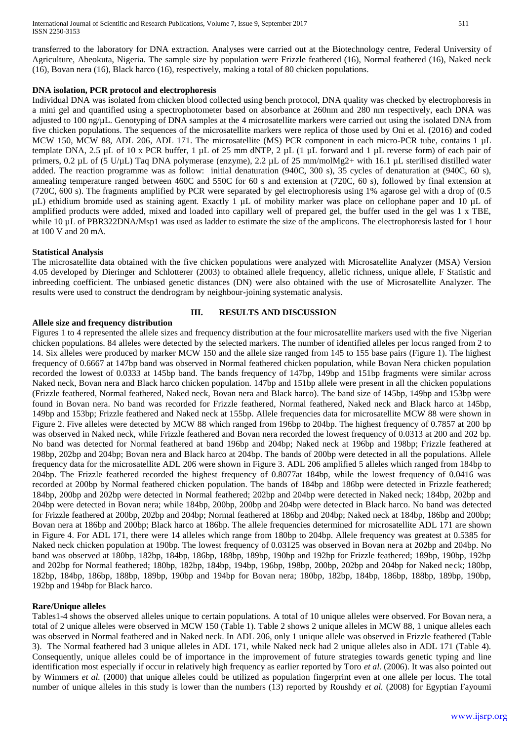transferred to the laboratory for DNA extraction. Analyses were carried out at the Biotechnology centre, Federal University of Agriculture, Abeokuta, Nigeria. The sample size by population were Frizzle feathered (16), Normal feathered (16), Naked neck (16), Bovan nera (16), Black harco (16), respectively, making a total of 80 chicken populations.

**DNA isolation, PCR protocol and electrophoresis**

Individual DNA was isolated from chicken blood collected using bench protocol, DNA quality was checked by electrophoresis in a mini gel and quantified using a spectrophotometer based on absorbance at 260nm and 280 nm respectively, each DNA was adjusted to 100 ng/µL. Genotyping of DNA samples at the 4 microsatellite markers were carried out using the isolated DNA from five chicken populations. The sequences of the microsatellite markers were replica of those used by Oni et al. (2016) and coded MCW 150, MCW 88, ADL 206, ADL 171. The microsatellite (MS) PCR component in each micro-PCR tube, contains 1 µL template DNA, 2.5 µL of 10 x PCR buffer, 1 µL of 25 mm dNTP, 2 µL (1 µL forward and 1 µL reverse form) of each pair of primers, 0.2 µL of (5 U/µL) Taq DNA polymerase (enzyme), 2.2 µL of 25 mm/molMg2+ with 16.1 µL sterilised distilled water added. The reaction programme was as follow: initial denaturation (940C, 300 s), 35 cycles of denaturation at (940C, 60 s), annealing temperature ranged between 460C and 550C for 60 s and extension at (720C, 60 s), followed by final extension at (720C, 600 s). The fragments amplified by PCR were separated by gel electrophoresis using 1% agarose gel with a drop of (0.5 µL) ethidium bromide used as staining agent. Exactly 1 µL of mobility marker was place on cellophane paper and 10 µL of amplified products were added, mixed and loaded into capillary well of prepared gel, the buffer used in the gel was 1 x TBE, while 10 µL of PBR322DNA/Msp1 was used as ladder to estimate the size of the amplicons. The electrophoresis lasted for 1 hour at 100 V and 20 mA.

**Statistical Analysis**

The microsatellite data obtained with the five chicken populations were analyzed with Microsatellite Analyzer (MSA) Version 4.05 developed by Dieringer and Schlotterer (2003) to obtained allele frequency, allelic richness, unique allele, F Statistic and inbreeding coefficient. The unbiased genetic distances (DN) were also obtained with the use of Microsatellite Analyzer. The results were used to construct the dendrogram by neighbour-joining systematic analysis.

## III. RESULTS AND DISCUSSION

**Allele size and frequency distribution**

Figures 1 to 4 represented the allele sizes and frequency distribution at the four microsatellite markers used with the five Nigerian chicken populations. 84 alleles were detected by the selected markers. The number of identified alleles per locus ranged from 2 to 14. Six alleles were produced by marker MCW 150 and the allele size ranged from 145 to 155 base pairs (Figure 1). The highest frequency of 0.6667 at 147bp band was observed in Normal feathered chicken population, while Bovan Nera chicken population recorded the lowest of 0.0333 at 145bp band. The bands frequency of 147bp, 149bp and 151bp fragments were similar across Naked neck, Bovan nera and Black harco chicken population. 147bp and 151bp allele were present in all the chicken populations (Frizzle feathered, Normal feathered, Naked neck, Bovan nera and Black harco). The band size of 145bp, 149bp and 153bp were found in Bovan nera. No band was recorded for Frizzle feathered, Normal feathered, Naked neck and Black harco at 145bp, 149bp and 153bp; Frizzle feathered and Naked neck at 155bp. Allele frequencies data for microsatellite MCW 88 were shown in Figure 2. Five alleles were detected by MCW 88 which ranged from 196bp to 204bp. The highest frequency of 0.7857 at 200 bp was observed in Naked neck, while Frizzle feathered and Bovan nera recorded the lowest frequency of 0.0313 at 200 and 202 bp. No band was detected for Normal feathered at band 196bp and 204bp; Naked neck at 196bp and 198bp; Frizzle feathered at 198bp, 202bp and 204bp; Bovan nera and Black harco at 204bp. The bands of 200bp were detected in all the populations. Allele frequency data for the microsatellite ADL 206 were shown in Figure 3. ADL 206 amplified 5 alleles which ranged from 184bp to 204bp. The Frizzle feathered recorded the highest frequency of 0.8077at 184bp, while the lowest frequency of 0.0416 was recorded at 200bp by Normal feathered chicken population. The bands of 184bp and 186bp were detected in Frizzle feathered; 184bp, 200bp and 202bp were detected in Normal feathered; 202bp and 204bp were detected in Naked neck; 184bp, 202bp and 204bp were detected in Bovan nera; while 184bp, 200bp, 200bp and 204bp were detected in Black harco. No band was detected for Frizzle feathered at 200bp, 202bp and 204bp; Normal feathered at 186bp and 204bp; Naked neck at 184bp, 186bp and 200bp; Bovan nera at 186bp and 200bp; Black harco at 186bp. The allele frequencies determined for microsatellite ADL 171 are shown in Figure 4. For ADL 171, there were 14 alleles which range from 180bp to 204bp. Allele frequency was greatest at 0.5385 for Naked neck chicken population at 190bp. The lowest frequency of 0.03125 was observed in Bovan nera at 202bp and 204bp. No band was observed at 180bp, 182bp, 184bp, 186bp, 188bp, 189bp, 190bp and 192bp for Frizzle feathered; 189bp, 190bp, 192bp and 202bp for Normal feathered; 180bp, 182bp, 184bp, 194bp, 196bp, 198bp, 200bp, 202bp and 204bp for Naked neck; 180bp, 182bp, 184bp, 186bp, 188bp, 189bp, 190bp and 194bp for Bovan nera; 180bp, 182bp, 184bp, 186bp, 188bp, 189bp, 190bp, 192bp and 194bp for Black harco.

**Rare/Unique alleles**

Tables1-4 shows the observed alleles unique to certain populations. A total of 10 unique alleles were observed. For Bovan nera, a total of 2 unique alleles were observed in MCW 150 (Table 1). Table 2 shows 2 unique alleles in MCW 88, 1 unique alleles each was observed in Normal feathered and in Naked neck. In ADL 206, only 1 unique allele was observed in Frizzle feathered (Table 3). The Normal feathered had 3 unique alleles in ADL 171, while Naked neck had 2 unique alleles also in ADL 171 (Table 4). Consequently, unique alleles could be of importance in the improvement of future strategies towards genetic typing and line identification most especially if occur in relatively high frequency as earlier reported by Toro *et al.* (2006). It was also pointed out by Wimmers *et al.* (2000) that unique alleles could be utilized as population fingerprint even at one allele per locus. The total number of unique alleles in this study is lower than the numbers (13) reported by Roushdy *et al.* (2008) for Egyptian Fayoumi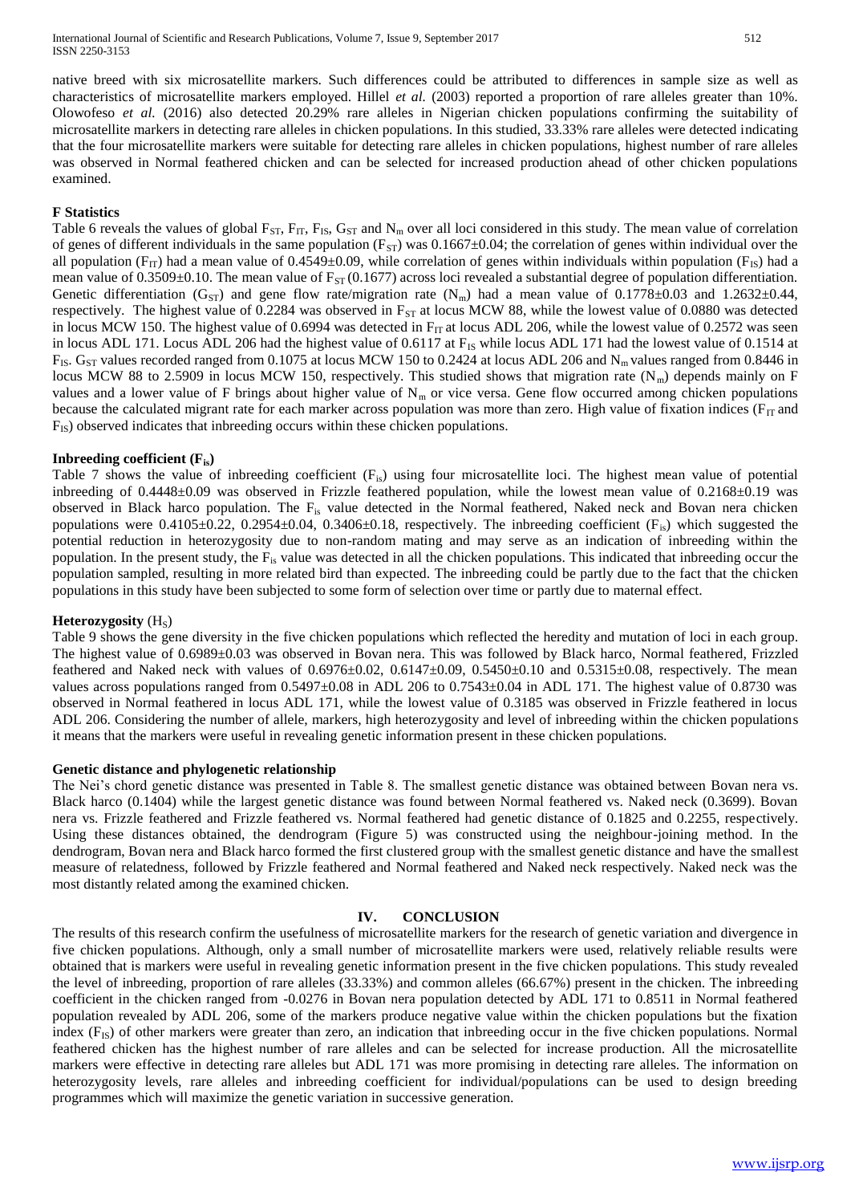native breed with six microsatellite markers. Such differences could be attributed to differences in sample size as well as characteristics of microsatellite markers employed. Hillel *et al.* (2003) reported a proportion of rare alleles greater than 10%. Olowofeso *et al.* (2016) also detected 20.29% rare alleles in Nigerian chicken populations confirming the suitability of microsatellite markers in detecting rare alleles in chicken populations. In this studied, 33.33% rare alleles were detected indicating that the four microsatellite markers were suitable for detecting rare alleles in chicken populations, highest number of rare alleles was observed in Normal feathered chicken and can be selected for increased production ahead of other chicken populations examined.

### F Statistics

Table 6 reveals the values of global $F_{ST}$, $F_{IT}$, $F_{IS}$, $G_{ST}$ and $N_m$ over all loci considered in this study. The mean value of correlation of genes of different individuals in the same population ($F_{ST}$) was 0.1667±0.04; the correlation of genes within individual over the all population ($F_{IT}$) had a mean value of 0.4549±0.09, while correlation of genes within individuals within population ($F_{IS}$) had a mean value of 0.3509±0.10. The mean value of $F_{ST}$ (0.1677) across loci revealed a substantial degree of population differentiation. Genetic differentiation ($G_{ST}$) and gene flow rate/migration rate ($N_m$) had a mean value of 0.1778±0.03 and 1.2632±0.44, respectively. The highest value of 0.2284 was observed in $F_{ST}$ at locus MCW 88, while the lowest value of 0.0880 was detected in locus MCW 150. The highest value of 0.6994 was detected in $F_{IT}$ at locus ADL 206, while the lowest value of 0.2572 was seen in locus ADL 171. Locus ADL 206 had the highest value of 0.6117 at $F_{IS}$ while locus ADL 171 had the lowest value of 0.1514 at $F_{IS}$. $G_{ST}$ values recorded ranged from 0.1075 at locus MCW 150 to 0.2424 at locus ADL 206 and $N_m$ values ranged from 0.8446 in locus MCW 88 to 2.5909 in locus MCW 150, respectively. This studied shows that migration rate ($N_m$) depends mainly on F values and a lower value of F brings about higher value of $N_m$ or vice versa. Gene flow occurred among chicken populations because the calculated migrant rate for each marker across population was more than zero. High value of fixation indices ($F_{IT}$ and $F_{IS}$) observed indicates that inbreeding occurs within these chicken populations.

### Inbreeding coefficient ($F_{is}$)

Table 7 shows the value of inbreeding coefficient ($F_{is}$) using four microsatellite loci. The highest mean value of potential inbreeding of 0.4448±0.09 was observed in Frizzle feathered population, while the lowest mean value of 0.2168±0.19 was observed in Black harco population. The $F_{is}$ value detected in the Normal feathered, Naked neck and Bovan nera chicken populations were 0.4105±0.22, 0.2954±0.04, 0.3406±0.18, respectively. The inbreeding coefficient ($F_{is}$) which suggested the potential reduction in heterozygosity due to non-random mating and may serve as an indication of inbreeding within the population. In the present study, the $F_{is}$ value was detected in all the chicken populations. This indicated that inbreeding occur the population sampled, resulting in more related bird than expected. The inbreeding could be partly due to the fact that the chicken populations in this study have been subjected to some form of selection over time or partly due to maternal effect.

### Heterozygosity ($H_S$)

Table 9 shows the gene diversity in the five chicken populations which reflected the heredity and mutation of loci in each group. The highest value of 0.6989±0.03 was observed in Bovan nera. This was followed by Black harco, Normal feathered, Frizzled feathered and Naked neck with values of 0.6976±0.02, 0.6147±0.09, 0.5450±0.10 and 0.5315±0.08, respectively. The mean values across populations ranged from 0.5497±0.08 in ADL 206 to 0.7543±0.04 in ADL 171. The highest value of 0.8730 was observed in Normal feathered in locus ADL 171, while the lowest value of 0.3185 was observed in Frizzle feathered in locus ADL 206. Considering the number of allele, markers, high heterozygosity and level of inbreeding within the chicken populations it means that the markers were useful in revealing genetic information present in these chicken populations.

### Genetic distance and phylogenetic relationship

The Nei's chord genetic distance was presented in Table 8. The smallest genetic distance was obtained between Bovan nera vs. Black harco (0.1404) while the largest genetic distance was found between Normal feathered vs. Naked neck (0.3699). Bovan nera vs. Frizzle feathered and Frizzle feathered vs. Normal feathered had genetic distance of 0.1825 and 0.2255, respectively. Using these distances obtained, the dendrogram (Figure 5) was constructed using the neighbour-joining method. In the dendrogram, Bovan nera and Black harco formed the first clustered group with the smallest genetic distance and have the smallest measure of relatedness, followed by Frizzle feathered and Normal feathered and Naked neck respectively. Naked neck was the most distantly related among the examined chicken.

## IV. CONCLUSION

The results of this research confirm the usefulness of microsatellite markers for the research of genetic variation and divergence in five chicken populations. Although, only a small number of microsatellite markers were used, relatively reliable results were obtained that is markers were useful in revealing genetic information present in the five chicken populations. This study revealed the level of inbreeding, proportion of rare alleles (33.33%) and common alleles (66.67%) present in the chicken. The inbreeding coefficient in the chicken ranged from -0.0276 in Bovan nera population detected by ADL 171 to 0.8511 in Normal feathered population revealed by ADL 206, some of the markers produce negative value within the chicken populations but the fixation index ($F_{IS}$) of other markers were greater than zero, an indication that inbreeding occur in the five chicken populations. Normal feathered chicken has the highest number of rare alleles and can be selected for increase production. All the microsatellite markers were effective in detecting rare alleles but ADL 171 was more promising in detecting rare alleles. The information on heterozygosity levels, rare alleles and inbreeding coefficient for individual/populations can be used to design breeding programmes which will maximize the genetic variation in successive generation.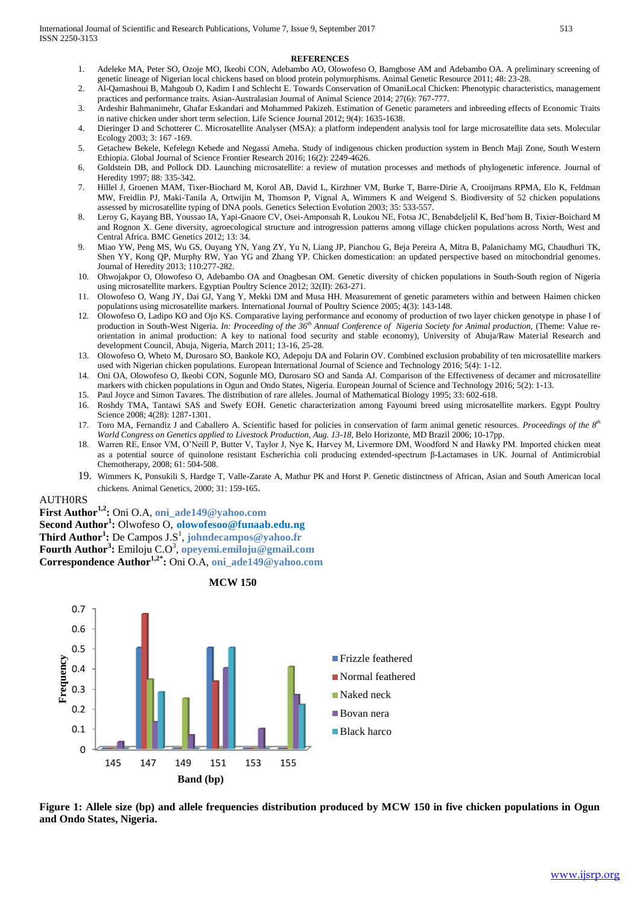## REFERENCES

1. Adeleke MA, Peter SO, Ozoje MO, Ikeobi CON, Adebambo AO, Olowofeso O, Bamgbose AM and Adebambo OA. A preliminary screening of genetic lineage of Nigerian local chickens based on blood protein polymorphisms. Animal Genetic Resource 2011; 48: 23-28.
2. Al-Qamashoui B, Mahgoub O, Kadim I and Schlecht E. Towards Conservation of OmaniLocal Chicken: Phenotypic characteristics, management practices and performance traits. Asian-Australasian Journal of Animal Science 2014; 27(6): 767-777.
3. Ardeshir Bahmanimehr, Ghafar Eskandari and Mohammed Pakizeh. Estimation of Genetic parameters and inbreeding effects of Economic Traits in native chicken under short term selection. Life Science Journal 2012; 9(4): 1635-1638.
4. Dieringer D and Schotterer C. Microsatellite Analyser (MSA): a platform independent analysis tool for large microsatellite data sets. Molecular Ecology 2003; 3: 167 -169.
5. Getachew Bekele, Kefelegn Kebede and Negassi Ameha. Study of indigenous chicken production system in Bench Maji Zone, South Western Ethiopia. Global Journal of Science Frontier Research 2016; 16(2): 2249-4626.
6. Goldstein DB, and Pollock DD. Launching microsatellite: a review of mutation processes and methods of phylogenetic inference. Journal of Heredity 1997; 88: 335-342.
7. Hillel J, Groenen MAM, Tixer-Biochard M, Korol AB, David L, Kirzhner VM, Burke T, Barre-Dirie A, Crooijmans RPMA, Elo K, Feldman MW, Freidlin PJ, Maki-Tanila A, Ortwijin M, Thomson P, Vignal A, Wimmers K and Weigend S. Biodiversity of 52 chicken populations assessed by microsatellite typing of DNA pools. Genetics Selection Evolution 2003; 35: 533-557.
8. Leroy G, Kayang BB, Youssao IA, Yapi-Gnaore CV, Osei-Amponsah R, Loukou NE, Fotsa JC, Benabdeljelil K, Bed'hom B, Tixier-Boichard M and Rognon X. Gene diversity, agroecological structure and introgression patterns among village chicken populations across North, West and Central Africa. BMC Genetics 2012; 13: 34.
9. Miao YW, Peng MS, Wu GS, Ouyang YN, Yang ZY, Yu N, Liang JP, Pianchou G, Beja Pereira A, Mitra B, Palanichamy MG, Chaudhuri TK, Shen YY, Kong QP, Murphy RW, Yao YG and Zhang YP. Chicken domestication: an updated perspective based on mitochondrial genomes. Journal of Heredity 2013; 110:277-282.
10. Ohwojakpor O, Olowofeso O, Adebambo OA and Onagbesan OM. Genetic diversity of chicken populations in South-South region of Nigeria using microsatellite markers. Egyptian Poultry Science 2012; 32(II): 263-271.
11. Olowofeso O, Wang JY, Dai GJ, Yang Y, Mekki DM and Musa HH. Measurement of genetic parameters within and between Haimen chicken populations using microsatellite markers. International Journal of Poultry Science 2005; 4(3): 143-148.
12. Olowofeso O, Ladipo KO and Ojo KS. Comparative laying performance and economy of production of two layer chicken genotype in phase I of production in South-West Nigeria. *In: Proceeding of the 36th Annual Conference of Nigeria Society for Animal production*, (Theme: Value re-orientation in animal production: A key to national food security and stable economy), University of Abuja/Raw Material Research and development Council, Abuja, Nigeria, March 2011; 13-16, 25-28.
13. Olowofeso O, Wheto M, Durosaro SO, Bankole KO, Adepoju DA and Folarin OV. Combined exclusion probability of ten microsatellite markers used with Nigerian chicken populations. European International Journal of Science and Technology 2016; 5(4): 1-12.
14. Oni OA, Olowofeso O, Ikeobi CON, Sogunle MO, Durosaro SO and Sanda AJ. Comparison of the Effectiveness of decamer and microsatellite markers with chicken populations in Ogun and Ondo States, Nigeria. European Journal of Science and Technology 2016; 5(2): 1-13.
15. Paul Joyce and Simon Tavares. The distribution of rare alleles. Journal of Mathematical Biology 1995; 33: 602-618.
16. Roshdy TMA, Tantawi SAS and Swefy EOH. Genetic characterization among Fayoumi breed using microsatellite markers. Egypt Poultry Science 2008; 4(28): 1287-1301.
17. Toro MA, Fernandiz J and Caballero A. Scientific based for policies in conservation of farm animal genetic resources. *Proceedings of the 8th World Congress on Genetics applied to Livestock Production, Aug. 13-18*, Belo Horizonte, MD Brazil 2006; 10-17pp.
18. Warren RE, Ensor VM, O'Neill P, Butter V, Taylor J, Nye K, Harvey M, Livermore DM, Woodford N and Hawky PM. Imported chicken meat as a potential source of quinolone resistant Escherichia coli producing extended-spectrum β-Lactamases in UK. Journal of Antimicrobial Chemotherapy, 2008; 61: 504-508.
19. Wimmers K, Ponsukili S, Hardge T, Valle-Zarate A, Mathur PK and Horst P. Genetic distinctness of African, Asian and South American local chickens. Animal Genetics, 2000; 31: 159-165.

AUTH0RS

**First Author[1,2]:** Oni O.A, **oni_ade149@yahoo.com**
**Second Author[1]:** Olwofeso O, **olowofesoo@funaab.edu.ng**
**Third Author[1]:** De Campos J.S[1], **johndecampos@yahoo.fr**
**Fourth Author[3]:** Emiloju C.O[3], **opeyemi.emiloju@gmail.com**
**Correspondence Author[1,2*]:** Oni O.A, **oni_ade149@yahoo.com**

**Figure 1: Allele size (bp) and allele frequencies distribution produced by MCW 150 in five chicken populations in Ogun and Ondo States, Nigeria.**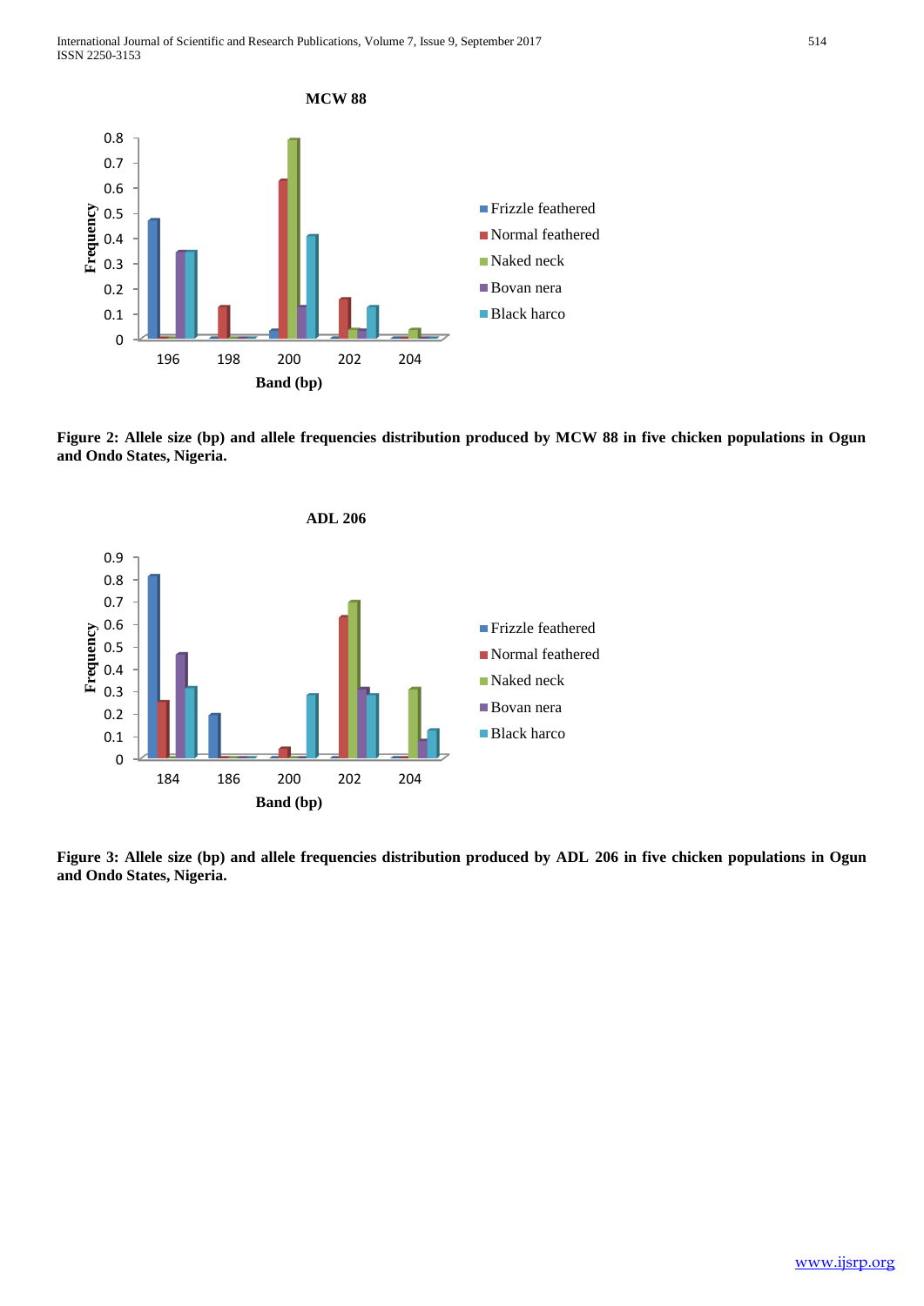**Figure 2: Allele size (bp) and allele frequencies distribution produced by MCW 88 in five chicken populations in Ogun and Ondo States, Nigeria.**

**Figure 3: Allele size (bp) and allele frequencies distribution produced by ADL 206 in five chicken populations in Ogun and Ondo States, Nigeria.**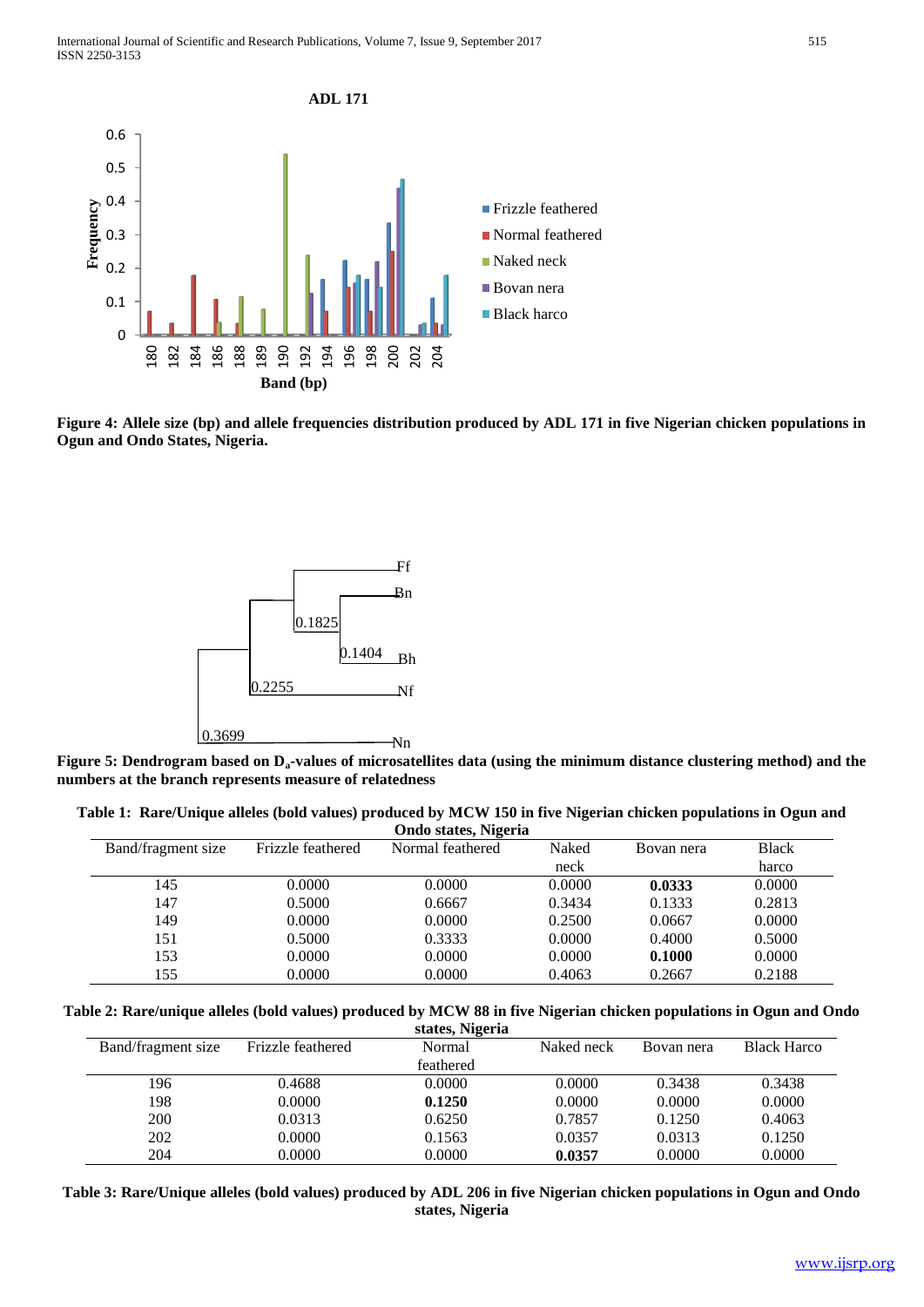**Figure 4: Allele size (bp) and allele frequencies distribution produced by ADL 171 in five Nigerian chicken populations in Ogun and Ondo States, Nigeria.**

**Figure 5: Dendrogram based on $D_a$-values of microsatellites data (using the minimum distance clustering method) and the numbers at the branch represents measure of relatedness**

**Table 1: Rare/Unique alleles (bold values) produced by MCW 150 in five Nigerian chicken populations in Ogun and Ondo states, Nigeria**

| Band/fragment size | Frizzle feathered | Normal feathered | Naked neck | Bovan nera | Black harco |
|---|---|---|---|---|---|
| 145 | 0.0000 | 0.0000 | 0.0000 | **0.0333** | 0.0000 |
| 147 | 0.5000 | 0.6667 | 0.3434 | 0.1333 | 0.2813 |
| 149 | 0.0000 | 0.0000 | 0.2500 | 0.0667 | 0.0000 |
| 151 | 0.5000 | 0.3333 | 0.0000 | 0.4000 | 0.5000 |
| 153 | 0.0000 | 0.0000 | 0.0000 | **0.1000** | 0.0000 |
| 155 | 0.0000 | 0.0000 | 0.4063 | 0.2667 | 0.2188 |

**Table 2: Rare/unique alleles (bold values) produced by MCW 88 in five Nigerian chicken populations in Ogun and Ondo states, Nigeria**

| Band/fragment size | Frizzle feathered | Normal feathered | Naked neck | Bovan nera | Black Harco |
|---|---|---|---|---|---|
| 196 | 0.4688 | 0.0000 | 0.0000 | 0.3438 | 0.3438 |
| 198 | 0.0000 | **0.1250** | 0.0000 | 0.0000 | 0.0000 |
| 200 | 0.0313 | 0.6250 | 0.7857 | 0.1250 | 0.4063 |
| 202 | 0.0000 | 0.1563 | 0.0357 | 0.0313 | 0.1250 |
| 204 | 0.0000 | 0.0000 | **0.0357** | 0.0000 | 0.0000 |

**Table 3: Rare/Unique alleles (bold values) produced by ADL 206 in five Nigerian chicken populations in Ogun and Ondo states, Nigeria**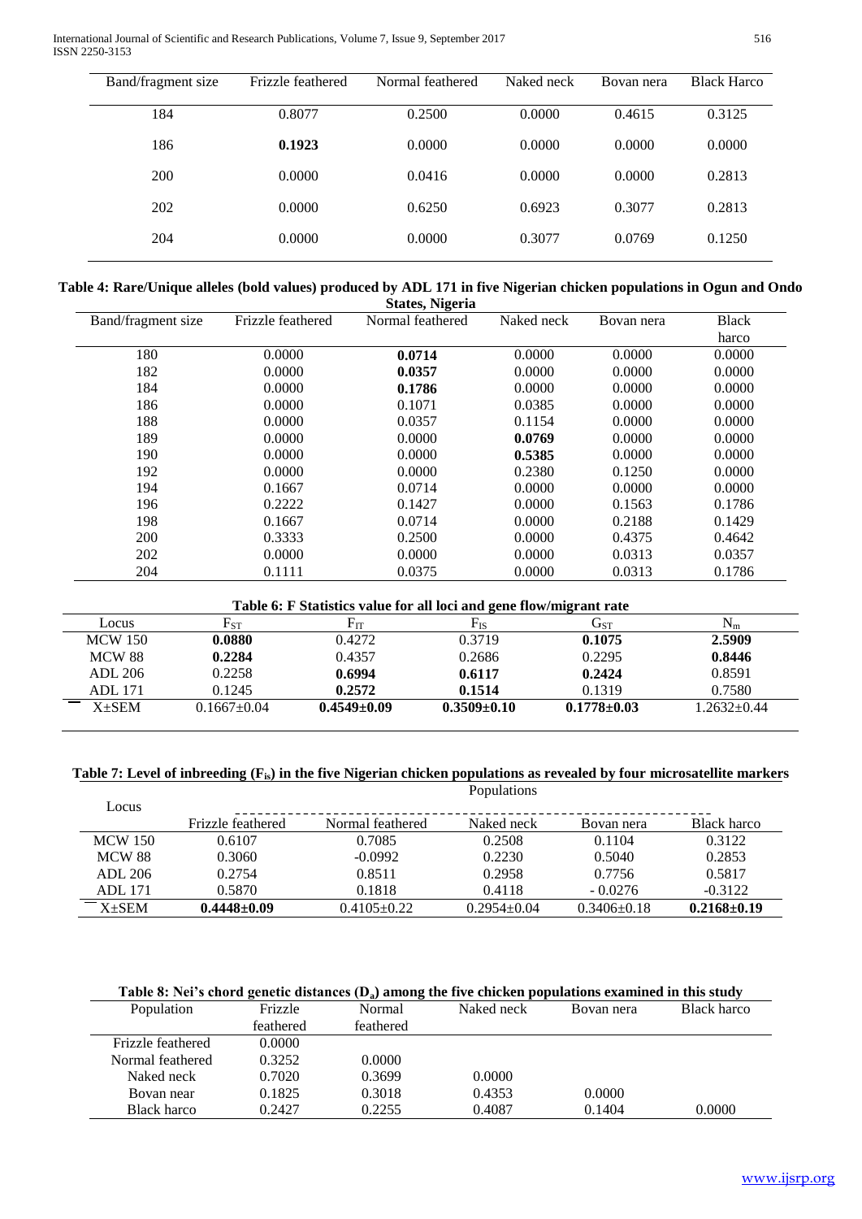| Band/fragment size | Frizzle feathered | Normal feathered | Naked neck | Bovan nera | Black Harco |
|---|---|---|---|---|---|
| 184 | 0.8077 | 0.2500 | 0.0000 | 0.4615 | 0.3125 |
| 186 | **0.1923** | 0.0000 | 0.0000 | 0.0000 | 0.0000 |
| 200 | 0.0000 | 0.0416 | 0.0000 | 0.0000 | 0.2813 |
| 202 | 0.0000 | 0.6250 | 0.6923 | 0.3077 | 0.2813 |
| 204 | 0.0000 | 0.0000 | 0.3077 | 0.0769 | 0.1250 |

**Table 4: Rare/Unique alleles (bold values) produced by ADL 171 in five Nigerian chicken populations in Ogun and Ondo States, Nigeria**

| Band/fragment size | Frizzle feathered | Normal feathered | Naked neck | Bovan nera | Black harco |
|---|---|---|---|---|---|
| 180 | 0.0000 | **0.0714** | 0.0000 | 0.0000 | 0.0000 |
| 182 | 0.0000 | **0.0357** | 0.0000 | 0.0000 | 0.0000 |
| 184 | 0.0000 | **0.1786** | 0.0000 | 0.0000 | 0.0000 |
| 186 | 0.0000 | 0.1071 | 0.0385 | 0.0000 | 0.0000 |
| 188 | 0.0000 | 0.0357 | 0.1154 | 0.0000 | 0.0000 |
| 189 | 0.0000 | 0.0000 | **0.0769** | 0.0000 | 0.0000 |
| 190 | 0.0000 | 0.0000 | **0.5385** | 0.0000 | 0.0000 |
| 192 | 0.0000 | 0.0000 | 0.2380 | 0.1250 | 0.0000 |
| 194 | 0.1667 | 0.0714 | 0.0000 | 0.0000 | 0.0000 |
| 196 | 0.2222 | 0.1427 | 0.0000 | 0.1563 | 0.1786 |
| 198 | 0.1667 | 0.0714 | 0.0000 | 0.2188 | 0.1429 |
| 200 | 0.3333 | 0.2500 | 0.0000 | 0.4375 | 0.4642 |
| 202 | 0.0000 | 0.0000 | 0.0000 | 0.0313 | 0.0357 |
| 204 | 0.1111 | 0.0375 | 0.0000 | 0.0313 | 0.1786 |

**Table 6: F Statistics value for all loci and gene flow/migrant rate**

| Locus | $F_{ST}$ | $F_{IT}$ | $F_{IS}$ | $G_{ST}$ | $N_m$ |
|---|---|---|---|---|---|
| MCW 150 | **0.0880** | 0.4272 | 0.3719 | **0.1075** | **2.5909** |
| MCW 88 | **0.2284** | 0.4357 | 0.2686 | 0.2295 | **0.8446** |
| ADL 206 | 0.2258 | **0.6994** | **0.6117** | **0.2424** | 0.8591 |
| ADL 171 | 0.1245 | **0.2572** | **0.1514** | 0.1319 | 0.7580 |
| X±SEM | 0.1667±0.04 | **0.4549±0.09** | **0.3509±0.10** | **0.1778±0.03** | 1.2632±0.44 |

**Table 7: Level of inbreeding ($F_{is}$) in the five Nigerian chicken populations as revealed by four microsatellite markers**

| Locus | Populations | | | | |
|---|---|---|---|---|---|
| | Frizzle feathered | Normal feathered | Naked neck | Bovan nera | Black harco |
| MCW 150 | 0.6107 | 0.7085 | 0.2508 | 0.1104 | 0.3122 |
| MCW 88 | 0.3060 | -0.0992 | 0.2230 | 0.5040 | 0.2853 |
| ADL 206 | 0.2754 | 0.8511 | 0.2958 | 0.7756 | 0.5817 |
| ADL 171 | 0.5870 | 0.1818 | 0.4118 | - 0.0276 | -0.3122 |
| X±SEM | **0.4448±0.09** | 0.4105±0.22 | 0.2954±0.04 | 0.3406±0.18 | **0.2168±0.19** |

**Table 8: Nei's chord genetic distances ($D_a$) among the five chicken populations examined in this study**

| Population | Frizzle feathered | Normal feathered | Naked neck | Bovan nera | Black harco |
|---|---|---|---|---|---|
| Frizzle feathered | 0.0000 | | | | |
| Normal feathered | 0.3252 | 0.0000 | | | |
| Naked neck | 0.7020 | 0.3699 | 0.0000 | | |
| Bovan near | 0.1825 | 0.3018 | 0.4353 | 0.0000 | |
| Black harco | 0.2427 | 0.2255 | 0.4087 | 0.1404 | 0.0000 |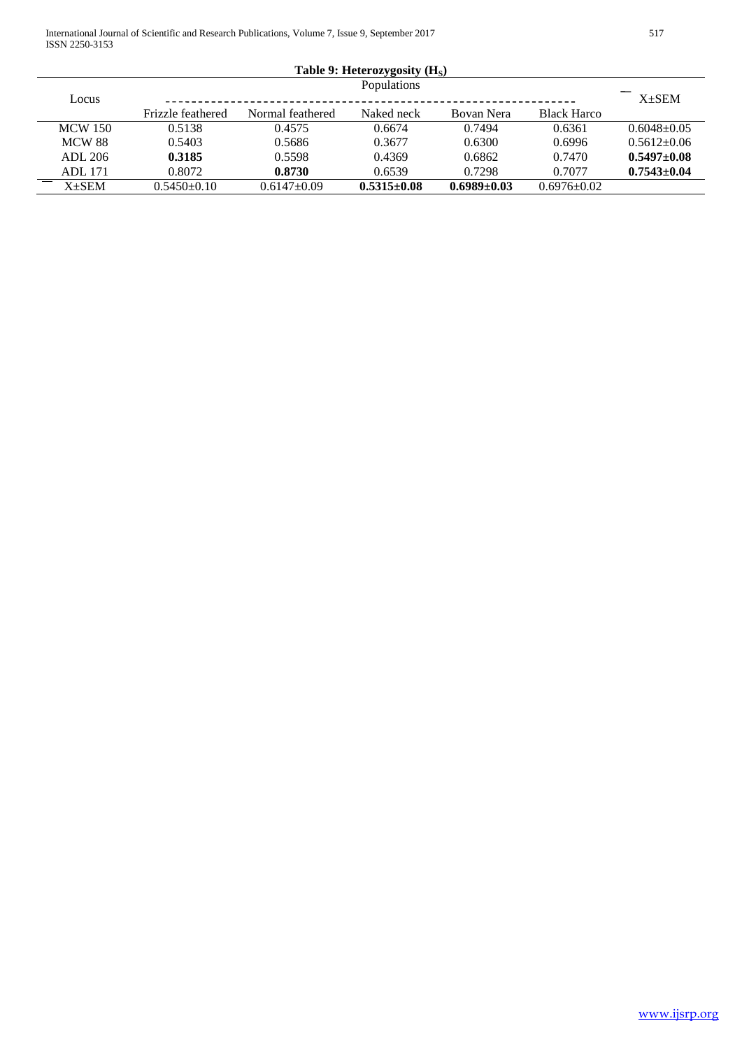**Table 9: Heterozygosity ($H_S$)**

| Locus | Populations | | | | | $\bar{X}$±SEM |
|---|---|---|---|---|---|---|
| | Frizzle feathered | Normal feathered | Naked neck | Bovan Nera | Black Harco | |
| MCW 150 | 0.5138 | 0.4575 | 0.6674 | 0.7494 | 0.6361 | 0.6048±0.05 |
| MCW 88 | 0.5403 | 0.5686 | 0.3677 | 0.6300 | 0.6996 | 0.5612±0.06 |
| ADL 206 | **0.3185** | 0.5598 | 0.4369 | 0.6862 | 0.7470 | **0.5497±0.08** |
| ADL 171 | 0.8072 | **0.8730** | 0.6539 | 0.7298 | 0.7077 | **0.7543±0.04** |
| $\bar{X}$±SEM | 0.5450±0.10 | 0.6147±0.09 | **0.5315±0.08** | **0.6989±0.03** | 0.6976±0.02 | |